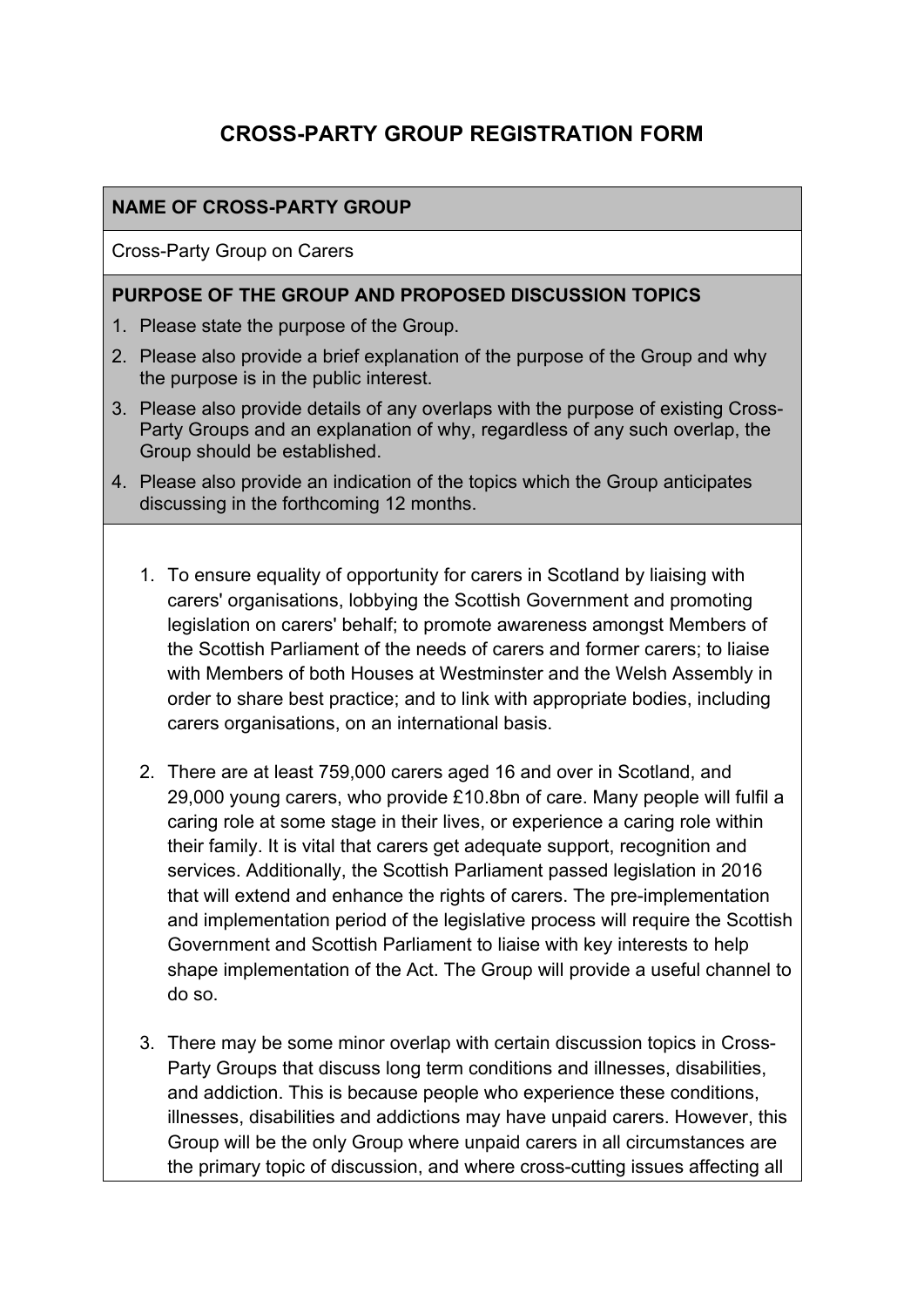# CROSS-PARTY GROUP REGISTRATION FORM

## NAME OF CROSS-PARTY GROUP

Cross-Party Group on Carers

## PURPOSE OF THE GROUP AND PROPOSED DISCUSSION TOPICS

1. Please state the purpose of the Group.
2. Please also provide a brief explanation of the purpose of the Group and why the purpose is in the public interest.
3. Please also provide details of any overlaps with the purpose of existing Cross-Party Groups and an explanation of why, regardless of any such overlap, the Group should be established.
4. Please also provide an indication of the topics which the Group anticipates discussing in the forthcoming 12 months.

1. To ensure equality of opportunity for carers in Scotland by liaising with carers' organisations, lobbying the Scottish Government and promoting legislation on carers' behalf; to promote awareness amongst Members of the Scottish Parliament of the needs of carers and former carers; to liaise with Members of both Houses at Westminster and the Welsh Assembly in order to share best practice; and to link with appropriate bodies, including carers organisations, on an international basis.

2. There are at least 759,000 carers aged 16 and over in Scotland, and 29,000 young carers, who provide £10.8bn of care. Many people will fulfil a caring role at some stage in their lives, or experience a caring role within their family. It is vital that carers get adequate support, recognition and services. Additionally, the Scottish Parliament passed legislation in 2016 that will extend and enhance the rights of carers. The pre-implementation and implementation period of the legislative process will require the Scottish Government and Scottish Parliament to liaise with key interests to help shape implementation of the Act. The Group will provide a useful channel to do so.

3. There may be some minor overlap with certain discussion topics in Cross-Party Groups that discuss long term conditions and illnesses, disabilities, and addiction. This is because people who experience these conditions, illnesses, disabilities and addictions may have unpaid carers. However, this Group will be the only Group where unpaid carers in all circumstances are the primary topic of discussion, and where cross-cutting issues affecting all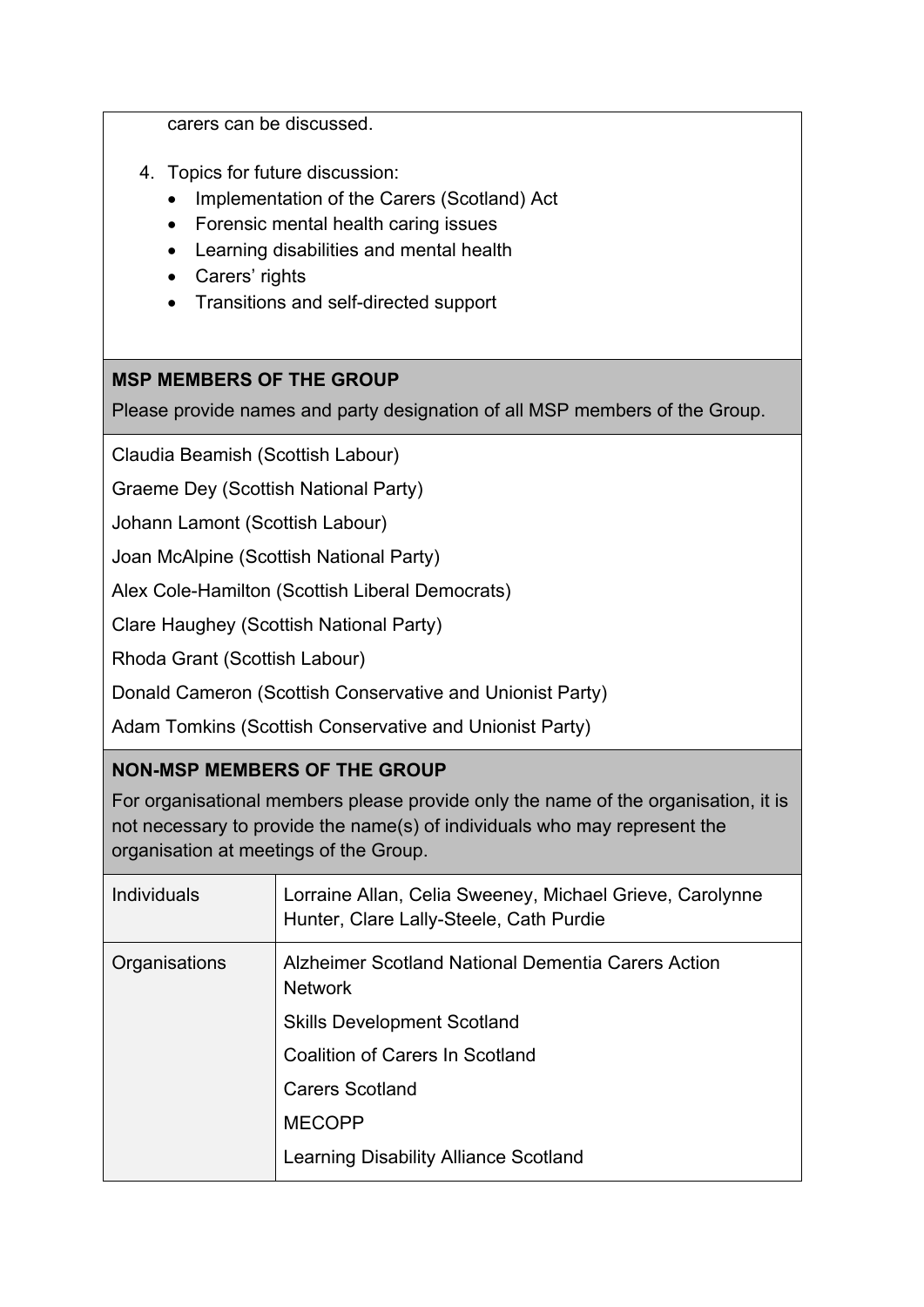carers can be discussed.

4. Topics for future discussion:
   - Implementation of the Carers (Scotland) Act
   - Forensic mental health caring issues
   - Learning disabilities and mental health
   - Carers' rights
   - Transitions and self-directed support

**MSP MEMBERS OF THE GROUP**

Please provide names and party designation of all MSP members of the Group.

Claudia Beamish (Scottish Labour)

Graeme Dey (Scottish National Party)

Johann Lamont (Scottish Labour)

Joan McAlpine (Scottish National Party)

Alex Cole-Hamilton (Scottish Liberal Democrats)

Clare Haughey (Scottish National Party)

Rhoda Grant (Scottish Labour)

Donald Cameron (Scottish Conservative and Unionist Party)

Adam Tomkins (Scottish Conservative and Unionist Party)

**NON-MSP MEMBERS OF THE GROUP**

For organisational members please provide only the name of the organisation, it is not necessary to provide the name(s) of individuals who may represent the organisation at meetings of the Group.

| | |
|---|---|
| Individuals | Lorraine Allan, Celia Sweeney, Michael Grieve, Carolynne Hunter, Clare Lally-Steele, Cath Purdie |
| Organisations | Alzheimer Scotland National Dementia Carers Action Network<br>Skills Development Scotland<br>Coalition of Carers In Scotland<br>Carers Scotland<br>MECOPP<br>Learning Disability Alliance Scotland |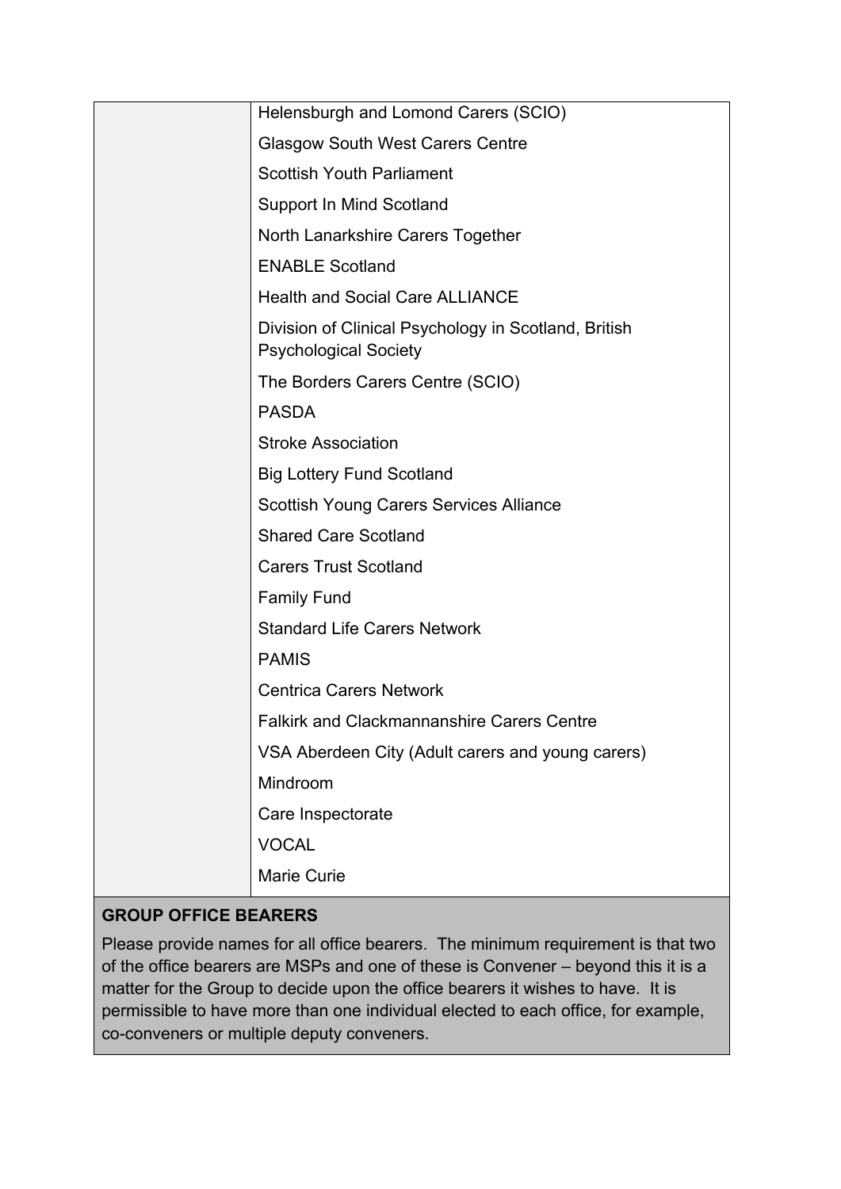| | |
|---|---|
| | Helensburgh and Lomond Carers (SCIO) |
| | Glasgow South West Carers Centre |
| | Scottish Youth Parliament |
| | Support In Mind Scotland |
| | North Lanarkshire Carers Together |
| | ENABLE Scotland |
| | Health and Social Care ALLIANCE |
| | Division of Clinical Psychology in Scotland, British Psychological Society |
| | The Borders Carers Centre (SCIO) |
| | PASDA |
| | Stroke Association |
| | Big Lottery Fund Scotland |
| | Scottish Young Carers Services Alliance |
| | Shared Care Scotland |
| | Carers Trust Scotland |
| | Family Fund |
| | Standard Life Carers Network |
| | PAMIS |
| | Centrica Carers Network |
| | Falkirk and Clackmannanshire Carers Centre |
| | VSA Aberdeen City (Adult carers and young carers) |
| | Mindroom |
| | Care Inspectorate |
| | VOCAL |
| | Marie Curie |

**GROUP OFFICE BEARERS**

Please provide names for all office bearers. The minimum requirement is that two of the office bearers are MSPs and one of these is Convener – beyond this it is a matter for the Group to decide upon the office bearers it wishes to have. It is permissible to have more than one individual elected to each office, for example, co-conveners or multiple deputy conveners.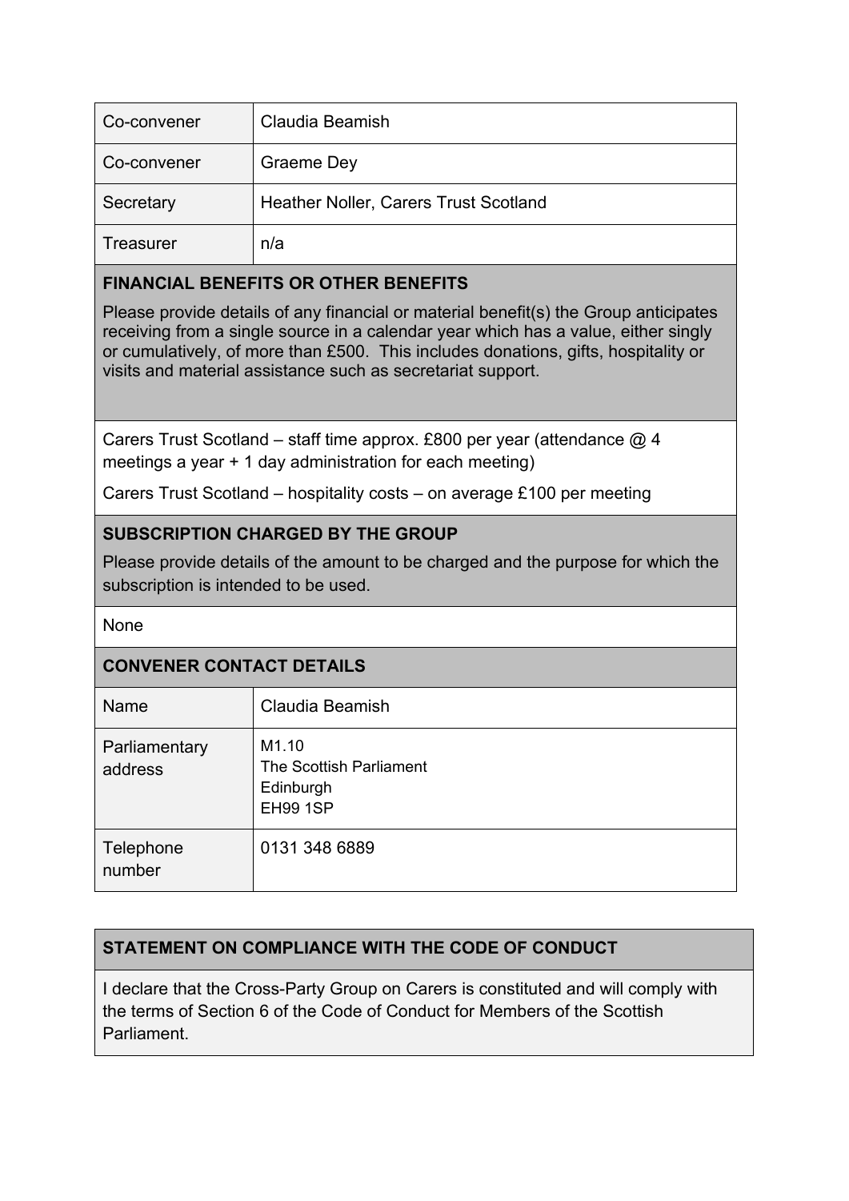| Co-convener | Claudia Beamish |
|---|---|
| Co-convener | Graeme Dey |
| Secretary | Heather Noller, Carers Trust Scotland |
| Treasurer | n/a |

**FINANCIAL BENEFITS OR OTHER BENEFITS**

Please provide details of any financial or material benefit(s) the Group anticipates receiving from a single source in a calendar year which has a value, either singly or cumulatively, of more than £500. This includes donations, gifts, hospitality or visits and material assistance such as secretariat support.

Carers Trust Scotland – staff time approx. £800 per year (attendance @ 4 meetings a year + 1 day administration for each meeting)

Carers Trust Scotland – hospitality costs – on average £100 per meeting

**SUBSCRIPTION CHARGED BY THE GROUP**

Please provide details of the amount to be charged and the purpose for which the subscription is intended to be used.

None

**CONVENER CONTACT DETAILS**

| Name | Claudia Beamish |
|---|---|
| Parliamentary address | M1.10<br>The Scottish Parliament<br>Edinburgh<br>EH99 1SP |
| Telephone number | 0131 348 6889 |

**STATEMENT ON COMPLIANCE WITH THE CODE OF CONDUCT**

I declare that the Cross-Party Group on Carers is constituted and will comply with the terms of Section 6 of the Code of Conduct for Members of the Scottish Parliament.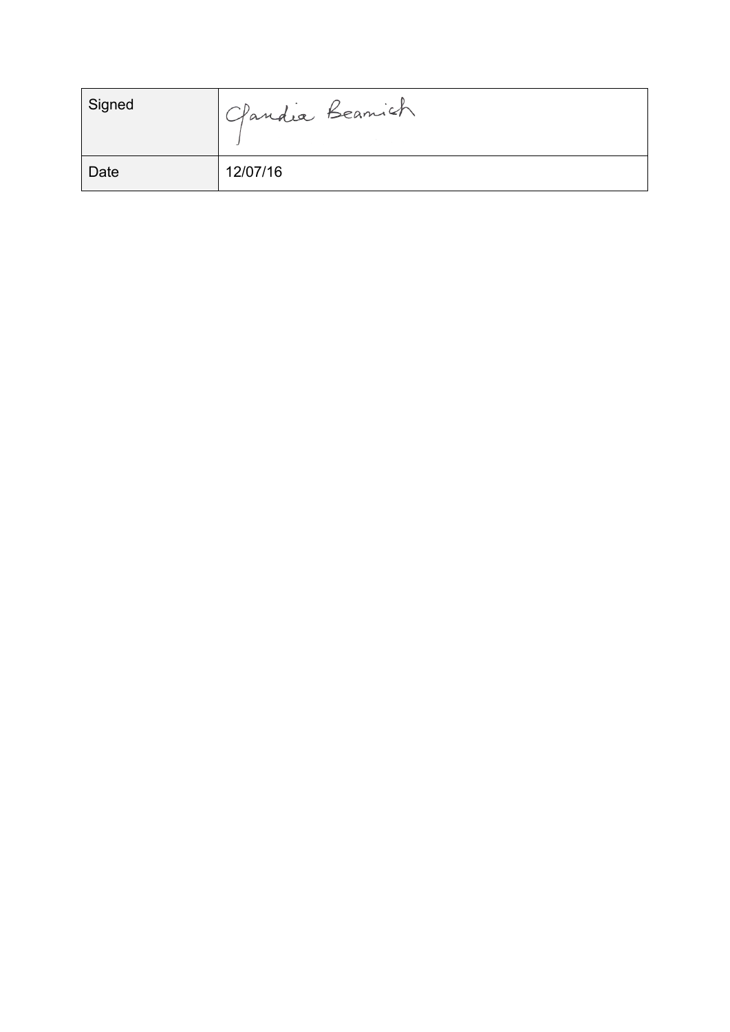| | |
|---|---|
| Signed | Claudia Beamish |
| Date | 12/07/16 |